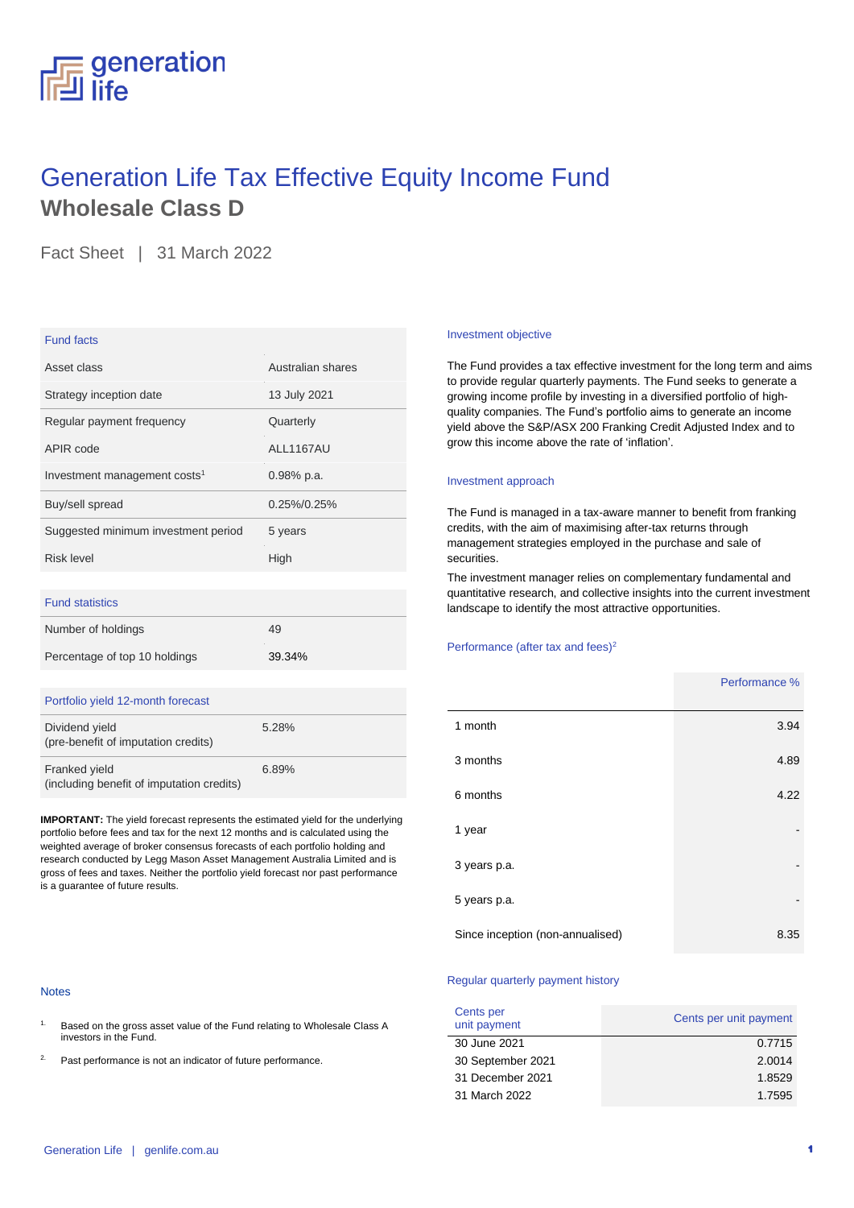# Generation Life Tax Effective Equity Income Fund

## Wholesale Class D

Fact Sheet | 31 March 2022

| Fund facts | |
|---|---|
| Asset class | Australian shares |
| Strategy inception date | 13 July 2021 |
| Regular payment frequency | Quarterly |
| APIR code | ALL1167AU |
| Investment management costs[1] | 0.98% p.a. |
| Buy/sell spread | 0.25%/0.25% |
| Suggested minimum investment period | 5 years |
| Risk level | High |

| Fund statistics | |
|---|---|
| Number of holdings | 49 |
| Percentage of top 10 holdings | 39.34% |

| Portfolio yield 12-month forecast | |
|---|---|
| Dividend yield (pre-benefit of imputation credits) | 5.28% |
| Franked yield (including benefit of imputation credits) | 6.89% |

**IMPORTANT:** The yield forecast represents the estimated yield for the underlying portfolio before fees and tax for the next 12 months and is calculated using the weighted average of broker consensus forecasts of each portfolio holding and research conducted by Legg Mason Asset Management Australia Limited and is gross of fees and taxes. Neither the portfolio yield forecast nor past performance is a guarantee of future results.

### Investment objective

The Fund provides a tax effective investment for the long term and aims to provide regular quarterly payments. The Fund seeks to generate a growing income profile by investing in a diversified portfolio of high-quality companies. The Fund's portfolio aims to generate an income yield above the S&P/ASX 200 Franking Credit Adjusted Index and to grow this income above the rate of 'inflation'.

### Investment approach

The Fund is managed in a tax-aware manner to benefit from franking credits, with the aim of maximising after-tax returns through management strategies employed in the purchase and sale of securities.

The investment manager relies on complementary fundamental and quantitative research, and collective insights into the current investment landscape to identify the most attractive opportunities.

### Performance (after tax and fees)[2]

| | Performance % |
|---|---|
| 1 month | 3.94 |
| 3 months | 4.89 |
| 6 months | 4.22 |
| 1 year | - |
| 3 years p.a. | - |
| 5 years p.a. | - |
| Since inception (non-annualised) | 8.35 |

### Regular quarterly payment history

| Cents per unit payment | Cents per unit payment |
|---|---|
| 30 June 2021 | 0.7715 |
| 30 September 2021 | 2.0014 |
| 31 December 2021 | 1.8529 |
| 31 March 2022 | 1.7595 |

### Notes

1. Based on the gross asset value of the Fund relating to Wholesale Class A investors in the Fund.
2. Past performance is not an indicator of future performance.

Generation Life | genlife.com.au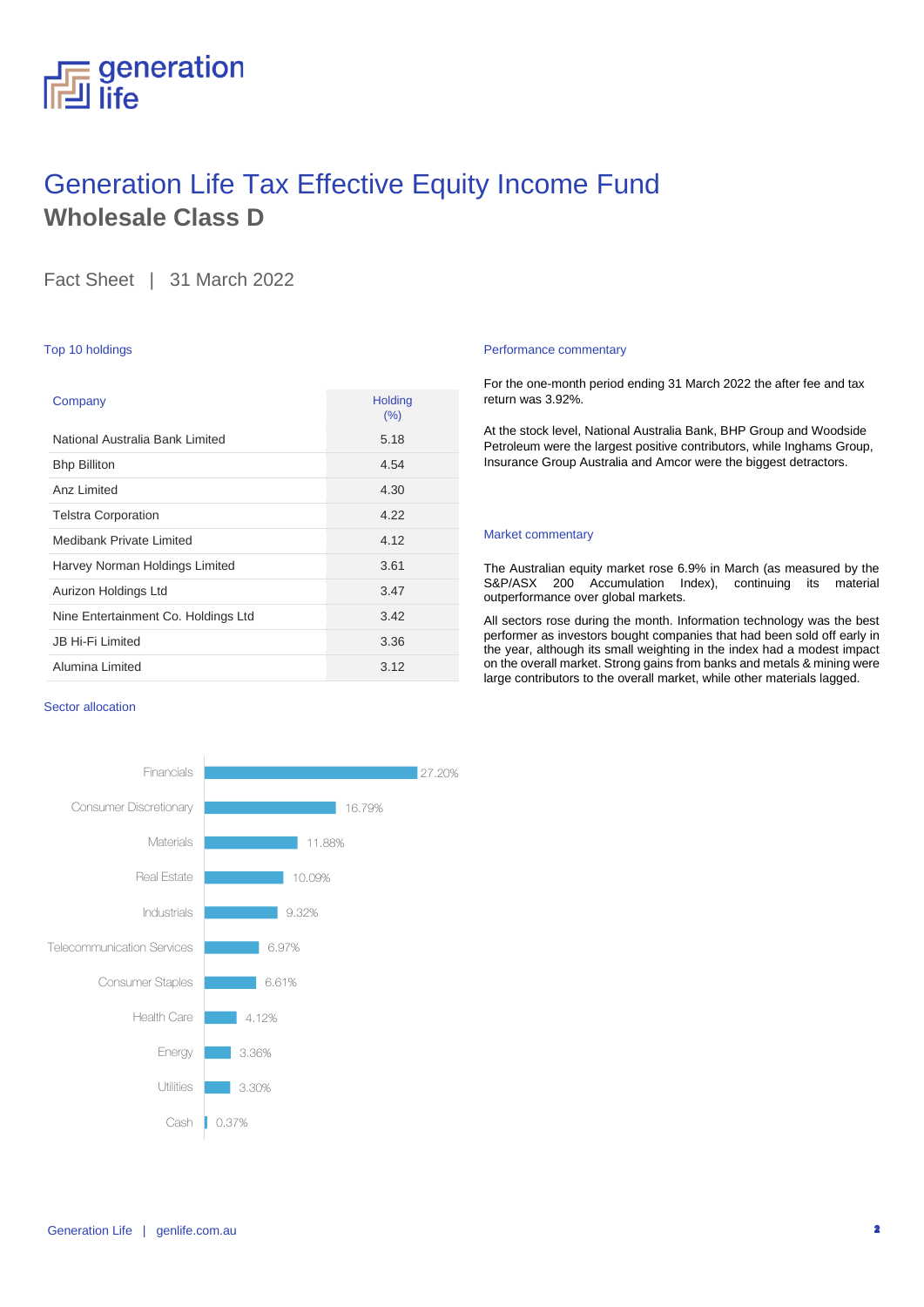# Generation Life Tax Effective Equity Income Fund

## Wholesale Class D

Fact Sheet | 31 March 2022

### Top 10 holdings

| Company | Holding (%) |
|---|---|
| National Australia Bank Limited | 5.18 |
| Bhp Billiton | 4.54 |
| Anz Limited | 4.30 |
| Telstra Corporation | 4.22 |
| Medibank Private Limited | 4.12 |
| Harvey Norman Holdings Limited | 3.61 |
| Aurizon Holdings Ltd | 3.47 |
| Nine Entertainment Co. Holdings Ltd | 3.42 |
| JB Hi-Fi Limited | 3.36 |
| Alumina Limited | 3.12 |

### Sector allocation

| Sector | Allocation |
|---|---|
| Financials | 27.20% |
| Consumer Discretionary | 16.79% |
| Materials | 11.88% |
| Real Estate | 10.09% |
| Industrials | 9.32% |
| Telecommunication Services | 6.97% |
| Consumer Staples | 6.61% |
| Health Care | 4.12% |
| Energy | 3.36% |
| Utilities | 3.30% |
| Cash | 0.37% |

### Performance commentary

For the one-month period ending 31 March 2022 the after fee and tax return was 3.92%.

At the stock level, National Australia Bank, BHP Group and Woodside Petroleum were the largest positive contributors, while Inghams Group, Insurance Group Australia and Amcor were the biggest detractors.

### Market commentary

The Australian equity market rose 6.9% in March (as measured by the S&P/ASX 200 Accumulation Index), continuing its material outperformance over global markets.

All sectors rose during the month. Information technology was the best performer as investors bought companies that had been sold off early in the year, although its small weighting in the index had a modest impact on the overall market. Strong gains from banks and metals & mining were large contributors to the overall market, while other materials lagged.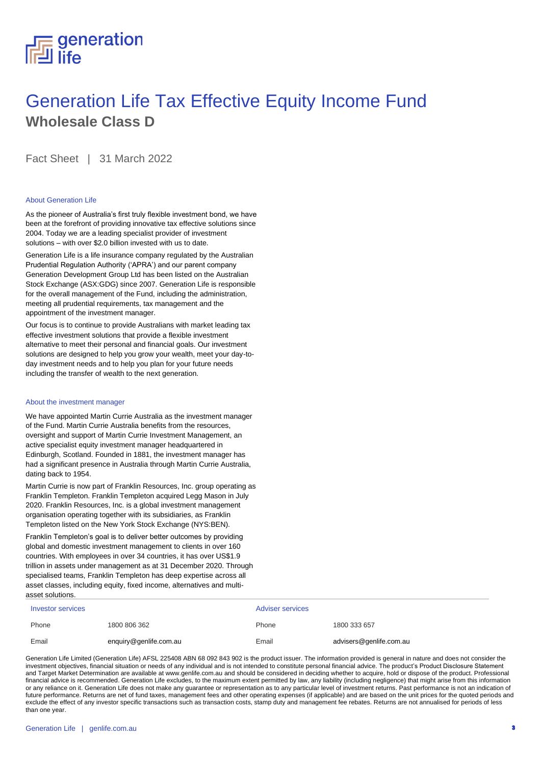# Generation Life Tax Effective Equity Income Fund

## Wholesale Class D

Fact Sheet | 31 March 2022

### About Generation Life

As the pioneer of Australia's first truly flexible investment bond, we have been at the forefront of providing innovative tax effective solutions since 2004. Today we are a leading specialist provider of investment solutions – with over $2.0 billion invested with us to date.

Generation Life is a life insurance company regulated by the Australian Prudential Regulation Authority ('APRA') and our parent company Generation Development Group Ltd has been listed on the Australian Stock Exchange (ASX:GDG) since 2007. Generation Life is responsible for the overall management of the Fund, including the administration, meeting all prudential requirements, tax management and the appointment of the investment manager.

Our focus is to continue to provide Australians with market leading tax effective investment solutions that provide a flexible investment alternative to meet their personal and financial goals. Our investment solutions are designed to help you grow your wealth, meet your day-to-day investment needs and to help you plan for your future needs including the transfer of wealth to the next generation.

### About the investment manager

We have appointed Martin Currie Australia as the investment manager of the Fund. Martin Currie Australia benefits from the resources, oversight and support of Martin Currie Investment Management, an active specialist equity investment manager headquartered in Edinburgh, Scotland. Founded in 1881, the investment manager has had a significant presence in Australia through Martin Currie Australia, dating back to 1954.

Martin Currie is now part of Franklin Resources, Inc. group operating as Franklin Templeton. Franklin Templeton acquired Legg Mason in July 2020. Franklin Resources, Inc. is a global investment management organisation operating together with its subsidiaries, as Franklin Templeton listed on the New York Stock Exchange (NYS:BEN).

Franklin Templeton's goal is to deliver better outcomes by providing global and domestic investment management to clients in over 160 countries. With employees in over 34 countries, it has over US$1.9 trillion in assets under management as at 31 December 2020. Through specialised teams, Franklin Templeton has deep expertise across all asset classes, including equity, fixed income, alternatives and multi-asset solutions.

| Investor services | | Adviser services | |
|---|---|---|---|
| Phone | 1800 806 362 | Phone | 1800 333 657 |
| Email | enquiry@genlife.com.au | Email | advisers@genlife.com.au |

Generation Life Limited (Generation Life) AFSL 225408 ABN 68 092 843 902 is the product issuer. The information provided is general in nature and does not consider the investment objectives, financial situation or needs of any individual and is not intended to constitute personal financial advice. The product's Product Disclosure Statement and Target Market Determination are available at www.genlife.com.au and should be considered in deciding whether to acquire, hold or dispose of the product. Professional financial advice is recommended. Generation Life excludes, to the maximum extent permitted by law, any liability (including negligence) that might arise from this information or any reliance on it. Generation Life does not make any guarantee or representation as to any particular level of investment returns. Past performance is not an indication of future performance. Returns are net of fund taxes, management fees and other operating expenses (if applicable) and are based on the unit prices for the quoted periods and exclude the effect of any investor specific transactions such as transaction costs, stamp duty and management fee rebates. Returns are not annualised for periods of less than one year.